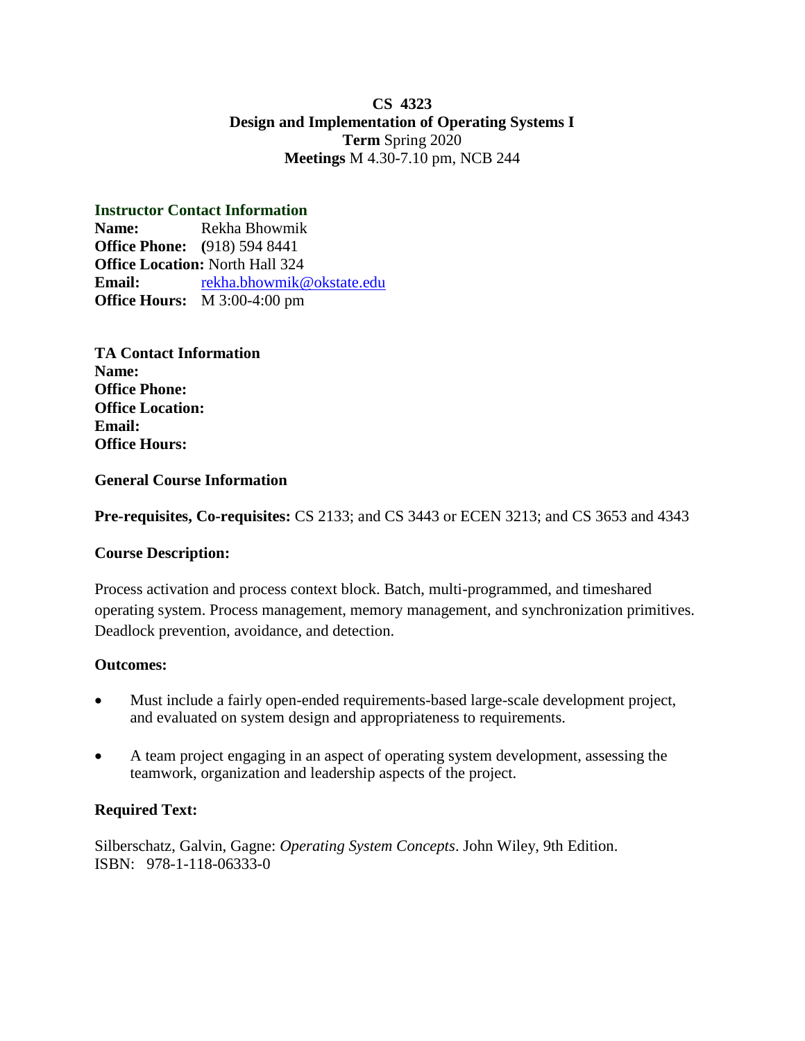**CS 4323**
**Design and Implementation of Operating Systems I**
**Term** Spring 2020
**Meetings** M 4.30-7.10 pm, NCB 244

## Instructor Contact Information

**Name:** Rekha Bhowmik
**Office Phone:** **(**918) 594 8441
**Office Location:** North Hall 324
**Email:** rekha.bhowmik@okstate.edu
**Office Hours:** M 3:00-4:00 pm

**TA Contact Information**
**Name:**
**Office Phone:**
**Office Location:**
**Email:**
**Office Hours:**

**General Course Information**

**Pre-requisites, Co-requisites:** CS 2133; and CS 3443 or ECEN 3213; and CS 3653 and 4343

**Course Description:**

Process activation and process context block. Batch, multi-programmed, and timeshared operating system. Process management, memory management, and synchronization primitives. Deadlock prevention, avoidance, and detection.

**Outcomes:**

- Must include a fairly open-ended requirements-based large-scale development project, and evaluated on system design and appropriateness to requirements.
- A team project engaging in an aspect of operating system development, assessing the teamwork, organization and leadership aspects of the project.

**Required Text:**

Silberschatz, Galvin, Gagne: *Operating System Concepts*. John Wiley, 9th Edition.
ISBN: 978-1-118-06333-0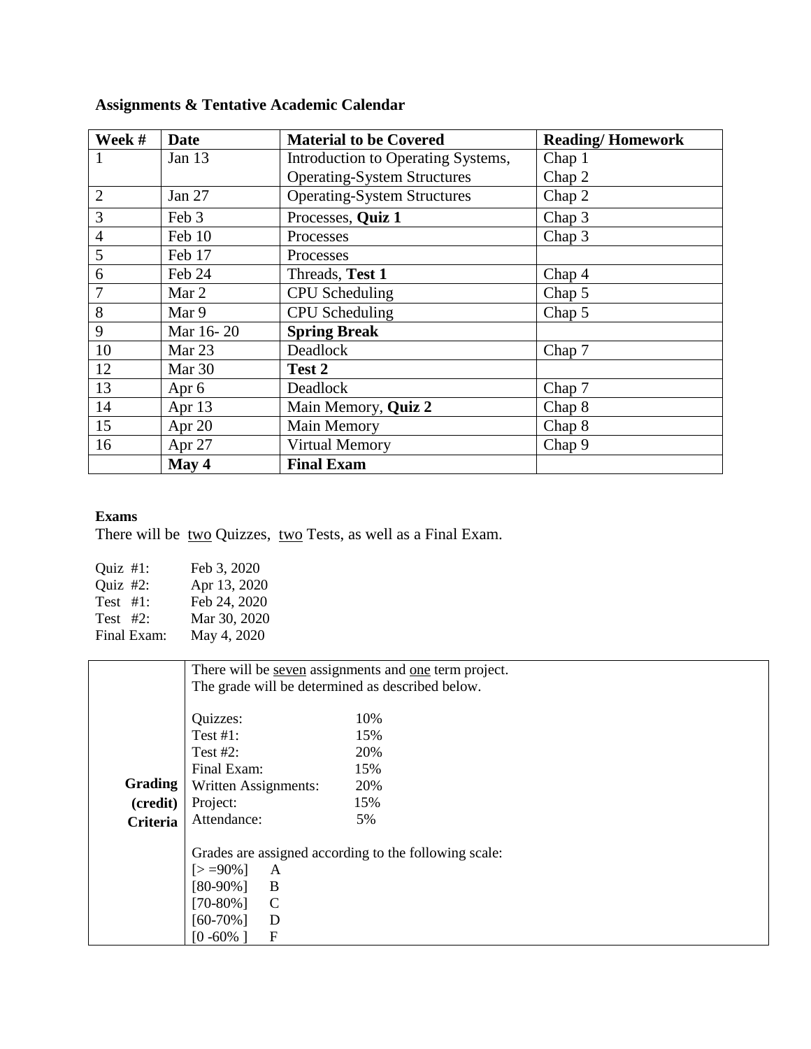**Assignments & Tentative Academic Calendar**

| Week # | Date | Material to be Covered | Reading/ Homework |
|---|---|---|---|
| 1 | Jan 13 | Introduction to Operating Systems, Operating-System Structures | Chap 1 Chap 2 |
| 2 | Jan 27 | Operating-System Structures | Chap 2 |
| 3 | Feb 3 | Processes, **Quiz 1** | Chap 3 |
| 4 | Feb 10 | Processes | Chap 3 |
| 5 | Feb 17 | Processes | |
| 6 | Feb 24 | Threads, **Test 1** | Chap 4 |
| 7 | Mar 2 | CPU Scheduling | Chap 5 |
| 8 | Mar 9 | CPU Scheduling | Chap 5 |
| 9 | Mar 16- 20 | **Spring Break** | |
| 10 | Mar 23 | Deadlock | Chap 7 |
| 12 | Mar 30 | **Test 2** | |
| 13 | Apr 6 | Deadlock | Chap 7 |
| 14 | Apr 13 | Main Memory, **Quiz 2** | Chap 8 |
| 15 | Apr 20 | Main Memory | Chap 8 |
| 16 | Apr 27 | Virtual Memory | Chap 9 |
| | **May 4** | **Final Exam** | |

**Exams**

There will be <u>two</u> Quizzes, <u>two</u> Tests, as well as a Final Exam.

Quiz #1: Feb 3, 2020
Quiz #2: Apr 13, 2020
Test #1: Feb 24, 2020
Test #2: Mar 30, 2020
Final Exam: May 4, 2020

| | |
|---|---|
| **Grading (credit) Criteria** | There will be <u>seven</u> assignments and <u>one</u> term project. The grade will be determined as described below.<br><br>Quizzes: 10%<br>Test #1: 15%<br>Test #2: 20%<br>Final Exam: 15%<br>Written Assignments: 20%<br>Project: 15%<br>Attendance: 5%<br><br>Grades are assigned according to the following scale:<br>[> =90%] A<br>[80-90%] B<br>[70-80%] C<br>[60-70%] D<br>[0 -60% ] F |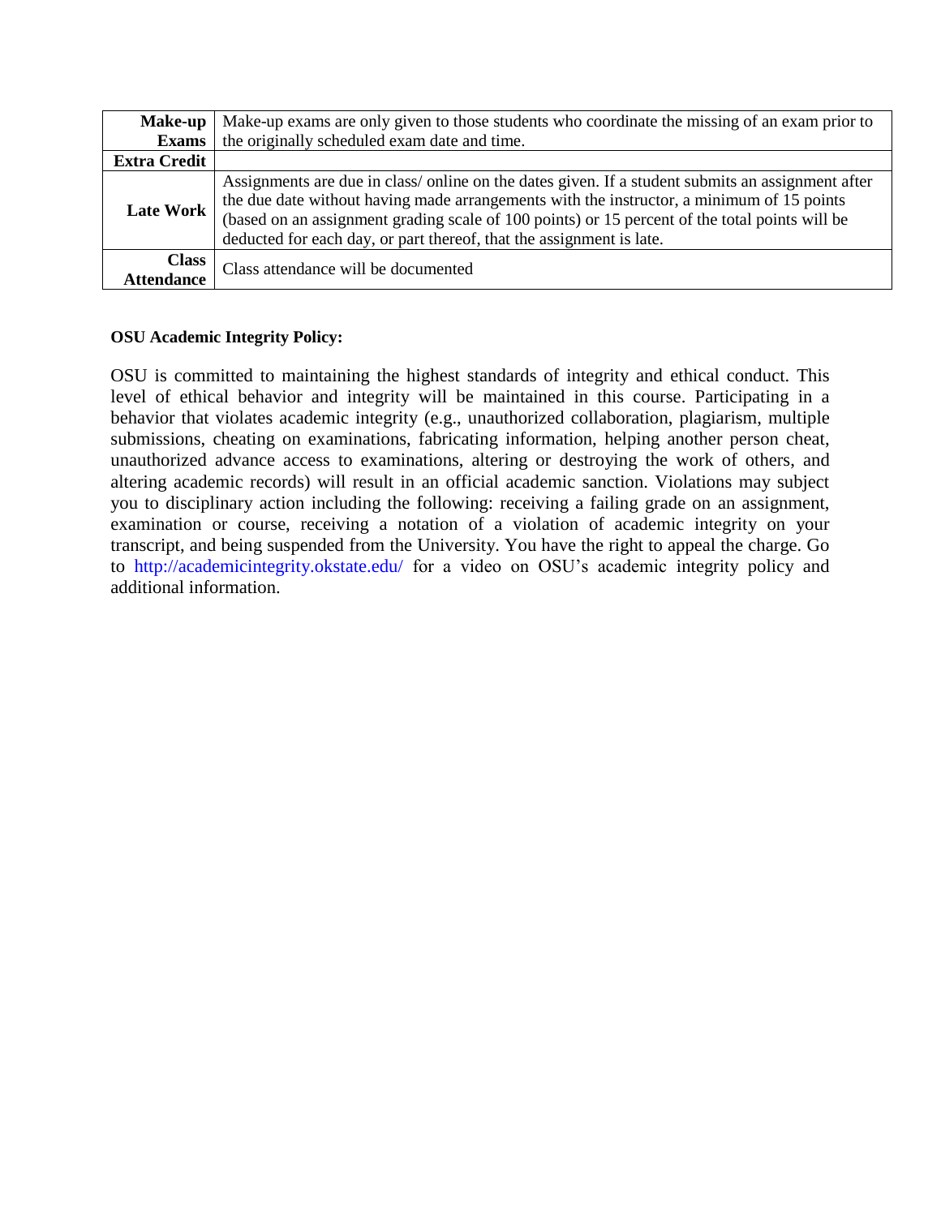| | |
|---|---|
| **Make-up Exams** | Make-up exams are only given to those students who coordinate the missing of an exam prior to the originally scheduled exam date and time. |
| **Extra Credit** | |
| **Late Work** | Assignments are due in class/ online on the dates given. If a student submits an assignment after the due date without having made arrangements with the instructor, a minimum of 15 points (based on an assignment grading scale of 100 points) or 15 percent of the total points will be deducted for each day, or part thereof, that the assignment is late. |
| **Class Attendance** | Class attendance will be documented |

**OSU Academic Integrity Policy:**

OSU is committed to maintaining the highest standards of integrity and ethical conduct. This level of ethical behavior and integrity will be maintained in this course. Participating in a behavior that violates academic integrity (e.g., unauthorized collaboration, plagiarism, multiple submissions, cheating on examinations, fabricating information, helping another person cheat, unauthorized advance access to examinations, altering or destroying the work of others, and altering academic records) will result in an official academic sanction. Violations may subject you to disciplinary action including the following: receiving a failing grade on an assignment, examination or course, receiving a notation of a violation of academic integrity on your transcript, and being suspended from the University. You have the right to appeal the charge. Go to http://academicintegrity.okstate.edu/ for a video on OSU's academic integrity policy and additional information.